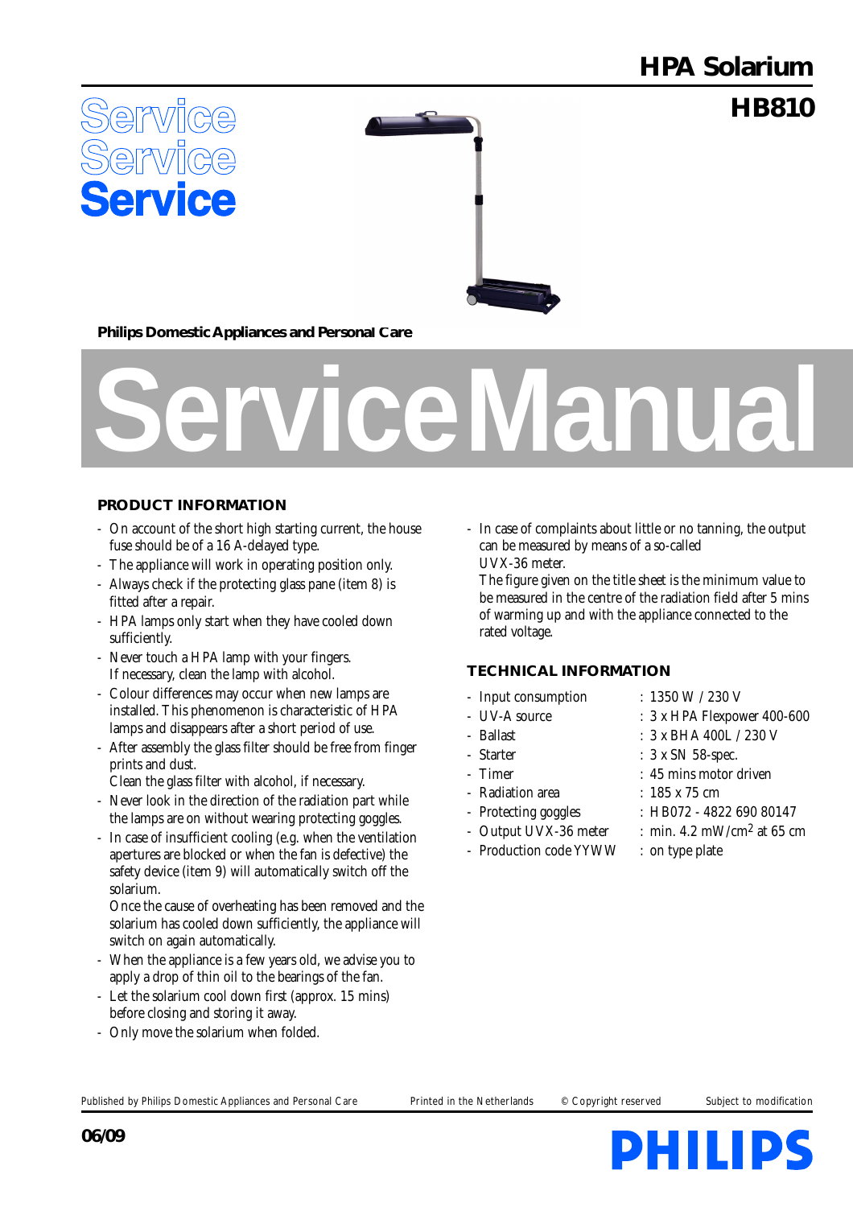# HPA Solarium

# HB810

Service
Service
Service

Philips Domestic Appliances and Personal Care

# Service Manual

## PRODUCT INFORMATION

- On account of the short high starting current, the house fuse should be of a 16 A-delayed type.
- The appliance will work in operating position only.
- Always check if the protecting glass pane (item 8) is fitted after a repair.
- HPA lamps only start when they have cooled down sufficiently.
- Never touch a HPA lamp with your fingers. If necessary, clean the lamp with alcohol.
- Colour differences may occur when new lamps are installed. This phenomenon is characteristic of HPA lamps and disappears after a short period of use.
- After assembly the glass filter should be free from finger prints and dust. Clean the glass filter with alcohol, if necessary.
- Never look in the direction of the radiation part while the lamps are on without wearing protecting goggles.
- In case of insufficient cooling (e.g. when the ventilation apertures are blocked or when the fan is defective) the safety device (item 9) will automatically switch off the solarium. Once the cause of overheating has been removed and the solarium has cooled down sufficiently, the appliance will switch on again automatically.
- When the appliance is a few years old, we advise you to apply a drop of thin oil to the bearings of the fan.
- Let the solarium cool down first (approx. 15 mins) before closing and storing it away.
- Only move the solarium when folded.
- In case of complaints about little or no tanning, the output can be measured by means of a so-called UVX-36 meter. The figure given on the title sheet is the minimum value to be measured in the centre of the radiation field after 5 mins of warming up and with the appliance connected to the rated voltage.

## TECHNICAL INFORMATION

- Input consumption : 1350 W / 230 V
- UV-A source : 3 x HPA Flexpower 400-600
- Ballast : 3 x BHA 400L / 230 V
- Starter : 3 x SN 58-spec.
- Timer : 45 mins motor driven
- Radiation area : 185 x 75 cm
- Protecting goggles : HB072 - 4822 690 80147
- Output UVX-36 meter : min. 4.2 mW/cm$^2$ at 65 cm
- Production code YYWW : on type plate

Published by Philips Domestic Appliances and Personal Care    Printed in the Netherlands    © Copyright reserved    Subject to modification

06/09

PHILIPS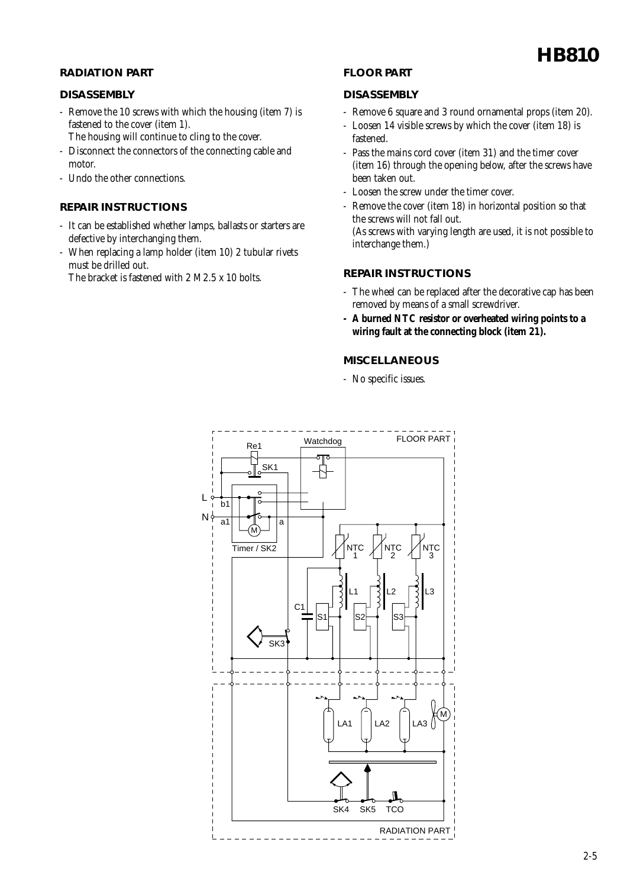## RADIATION PART

### DISASSEMBLY

- Remove the 10 screws with which the housing (item 7) is fastened to the cover (item 1).
  The housing will continue to cling to the cover.
- Disconnect the connectors of the connecting cable and motor.
- Undo the other connections.

### REPAIR INSTRUCTIONS

- It can be established whether lamps, ballasts or starters are defective by interchanging them.
- When replacing a lamp holder (item 10) 2 tubular rivets must be drilled out.
  The bracket is fastened with 2 M2.5 x 10 bolts.

## FLOOR PART

### DISASSEMBLY

- Remove 6 square and 3 round ornamental props (item 20).
- Loosen 14 visible screws by which the cover (item 18) is fastened.
- Pass the mains cord cover (item 31) and the timer cover (item 16) through the opening below, after the screws have been taken out.
- Loosen the screw under the timer cover.
- Remove the cover (item 18) in horizontal position so that the screws will not fall out.
  (As screws with varying length are used, it is not possible to interchange them.)

### REPAIR INSTRUCTIONS

- The wheel can be replaced after the decorative cap has been removed by means of a small screwdriver.
- **A burned NTC resistor or overheated wiring points to a wiring fault at the connecting block (item 21).**

### MISCELLANEOUS

- No specific issues.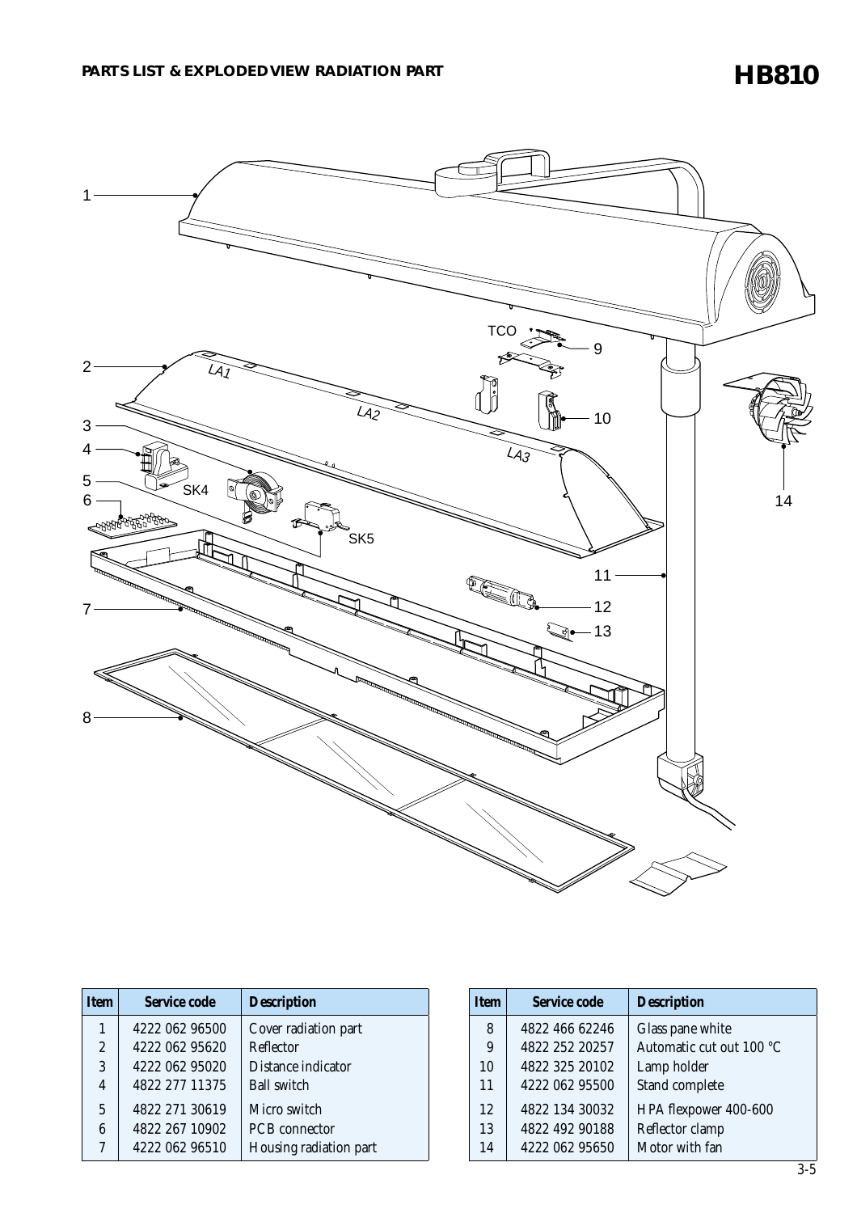# PARTS LIST & EXPLODED VIEW RADIATION PART

## HB810

| Item | Service code | Description |
|---|---|---|
| 1 | 4222 062 96500 | Cover radiation part |
| 2 | 4222 062 95620 | Reflector |
| 3 | 4222 062 95020 | Distance indicator |
| 4 | 4822 277 11375 | Ball switch |
| 5 | 4822 271 30619 | Micro switch |
| 6 | 4822 267 10902 | PCB connector |
| 7 | 4222 062 96510 | Housing radiation part |
| 8 | 4822 466 62246 | Glass pane white |
| 9 | 4822 252 20257 | Automatic cut out 100 °C |
| 10 | 4822 325 20102 | Lamp holder |
| 11 | 4222 062 95500 | Stand complete |
| 12 | 4822 134 30032 | HPA flexpower 400-600 |
| 13 | 4822 492 90188 | Reflector clamp |
| 14 | 4222 062 95650 | Motor with fan |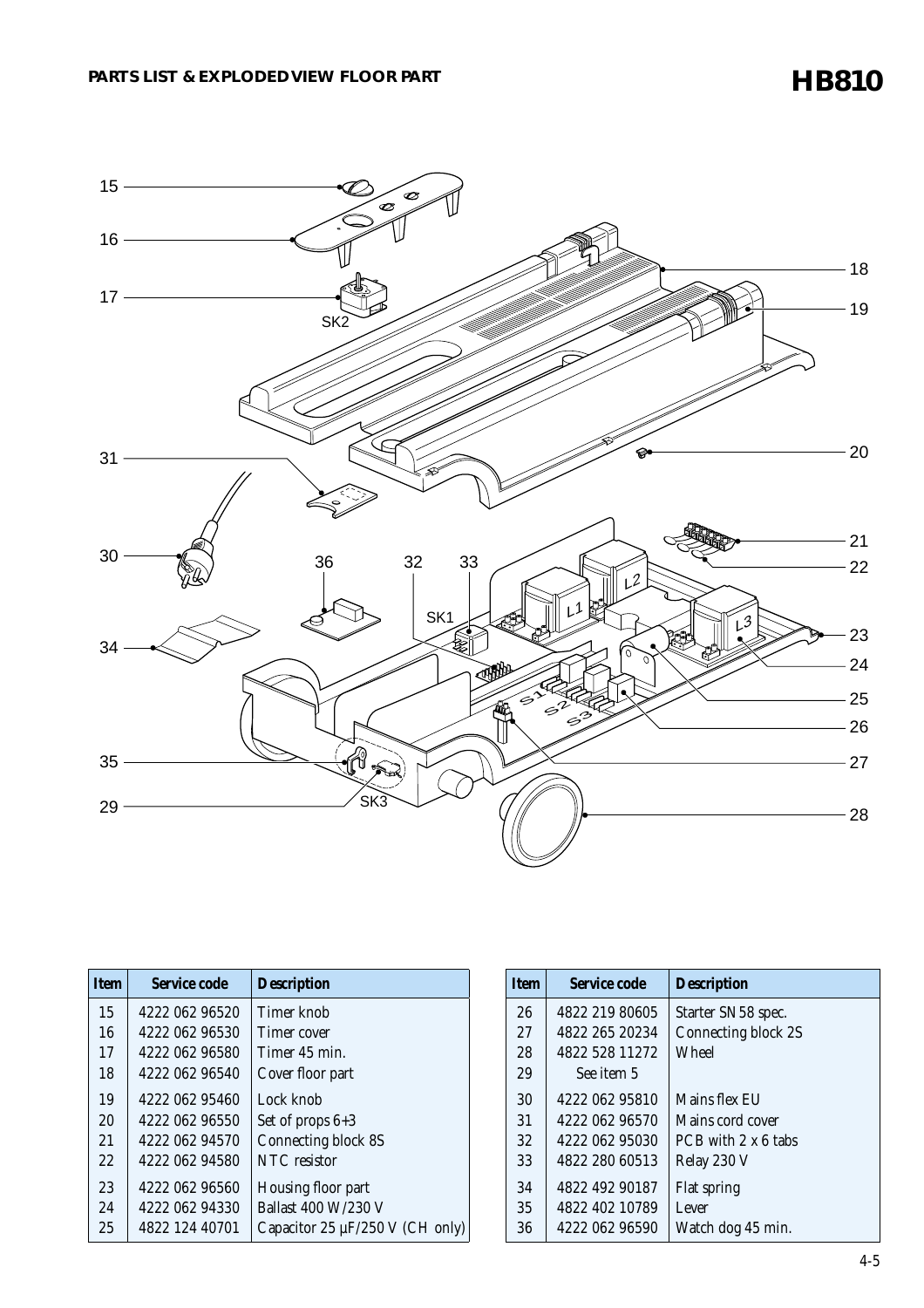## PARTS LIST & EXPLODED VIEW FLOOR PART

# HB810

| Item | Service code | Description |
|---|---|---|
| 15 | 4222 062 96520 | Timer knob |
| 16 | 4222 062 96530 | Timer cover |
| 17 | 4222 062 96580 | Timer 45 min. |
| 18 | 4222 062 96540 | Cover floor part |
| 19 | 4222 062 95460 | Lock knob |
| 20 | 4222 062 96550 | Set of props 6+3 |
| 21 | 4222 062 94570 | Connecting block 8S |
| 22 | 4222 062 94580 | NTC resistor |
| 23 | 4222 062 96560 | Housing floor part |
| 24 | 4222 062 94330 | Ballast 400 W/230 V |
| 25 | 4822 124 40701 | Capacitor 25 µF/250 V (CH only) |

| Item | Service code | Description |
|---|---|---|
| 26 | 4822 219 80605 | Starter SN 58 spec. |
| 27 | 4822 265 20234 | Connecting block 2S |
| 28 | 4822 528 11272 | Wheel |
| 29 | See item 5 | |
| 30 | 4222 062 95810 | Mains flex EU |
| 31 | 4222 062 96570 | Mains cord cover |
| 32 | 4222 062 95030 | PCB with 2 x 6 tabs |
| 33 | 4822 280 60513 | Relay 230 V |
| 34 | 4822 492 90187 | Flat spring |
| 35 | 4822 402 10789 | Lever |
| 36 | 4222 062 96590 | Watch dog 45 min. |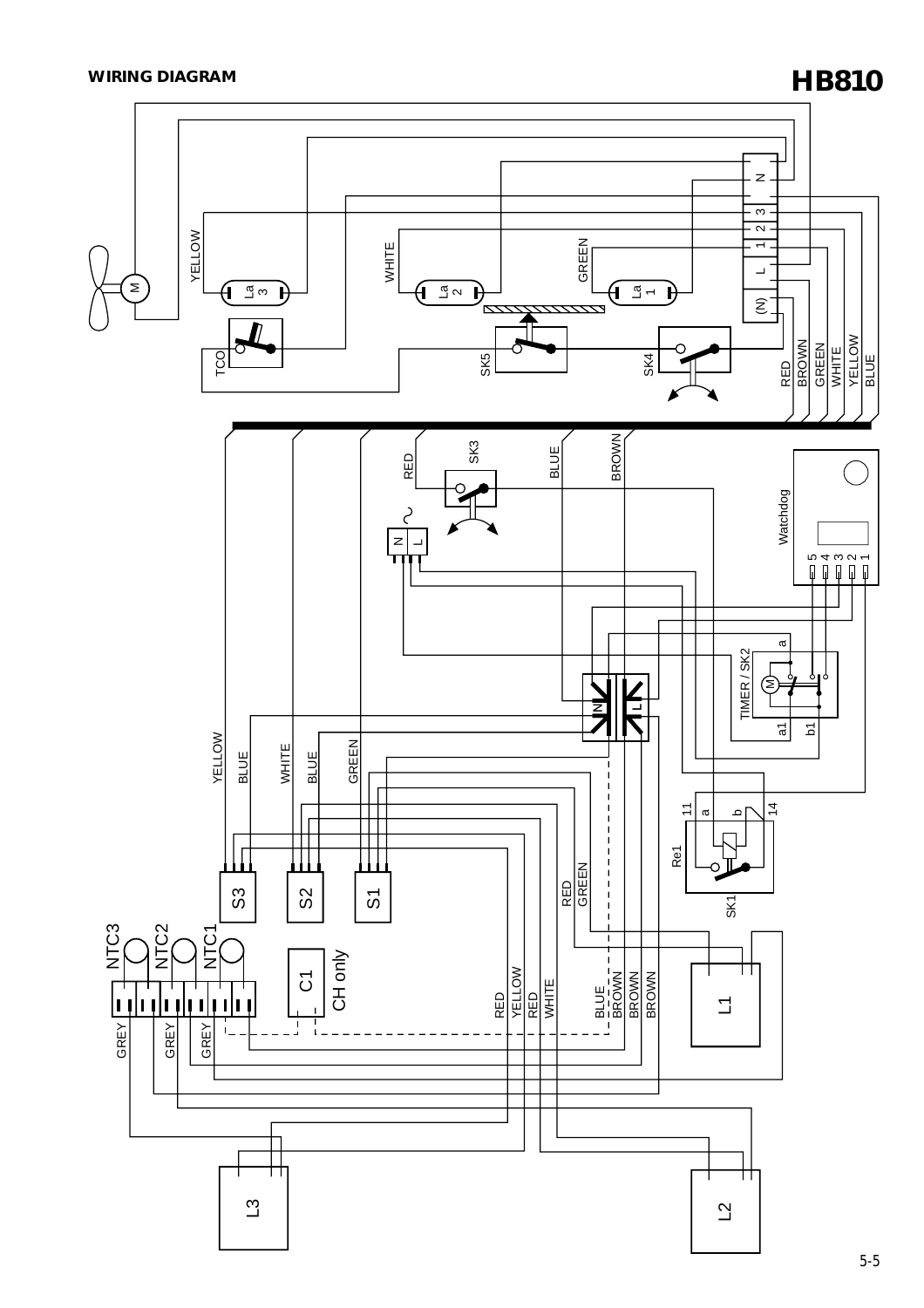**WIRING DIAGRAM**

# HB810

M
YELLOW
La 3
TCO
WHITE
La 2
SK5
GREEN
La 1
SK4
N
3
2
1
L
(N)
RED
BROWN
GREEN
WHITE
YELLOW
BLUE

RED
SK3
BLUE
BROWN
~
N L
Watchdog
5 4 3 2 1
a
TIMER / SK2
M
a1
b1
N
L
YELLOW
BLUE
WHITE
BLUE
GREEN
11
a
b
14
Re1
SK1
S3
S2
S1
RED
GREEN
NTC3
NTC2
NTC1
C1
CH only
RED
YELLOW
RED
WHITE
BLUE
BROWN
BROWN
BROWN
L1
GREY
GREY
GREY
L3
L2